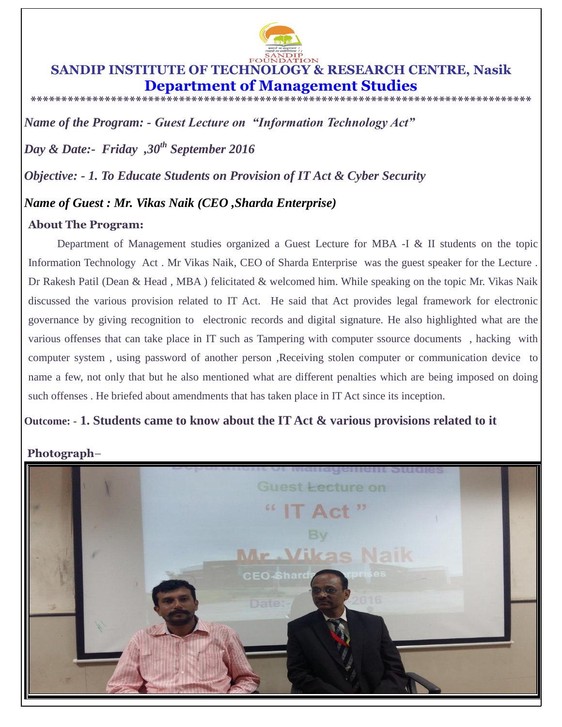SANDIP FOUNDATION

# SANDIP INSTITUTE OF TECHNOLOGY & RESEARCH CENTRE, Nasik

## Department of Management Studies

\*\*\*\*\*\*\*\*\*\*\*\*\*\*\*\*\*\*\*\*\*\*\*\*\*\*\*\*\*\*\*\*\*\*\*\*\*\*\*\*\*\*\*\*\*\*\*\*\*\*\*\*\*\*\*\*\*\*\*\*\*\*\*\*\*\*\*\*\*\*\*\*\*\*\*\*\*\*\*\*\*\*\*\*\*\*

***Name of the Program: - Guest Lecture on "Information Technology Act"***

***Day & Date:- Friday ,30th September 2016***

***Objective: - 1. To Educate Students on Provision of IT Act & Cyber Security***

***Name of Guest : Mr. Vikas Naik (CEO ,Sharda Enterprise)***

**About The Program:**

Department of Management studies organized a Guest Lecture for MBA -I & II students on the topic Information Technology Act . Mr Vikas Naik, CEO of Sharda Enterprise was the guest speaker for the Lecture . Dr Rakesh Patil (Dean & Head , MBA ) felicitated & welcomed him. While speaking on the topic Mr. Vikas Naik discussed the various provision related to IT Act. He said that Act provides legal framework for electronic governance by giving recognition to electronic records and digital signature. He also highlighted what are the various offenses that can take place in IT such as Tampering with computer ssource documents , hacking with computer system , using password of another person ,Receiving stolen computer or communication device to name a few, not only that but he also mentioned what are different penalties which are being imposed on doing such offenses . He briefed about amendments that has taken place in IT Act since its inception.

**Outcome: - 1. Students came to know about the IT Act & various provisions related to it**

**Photograph–**